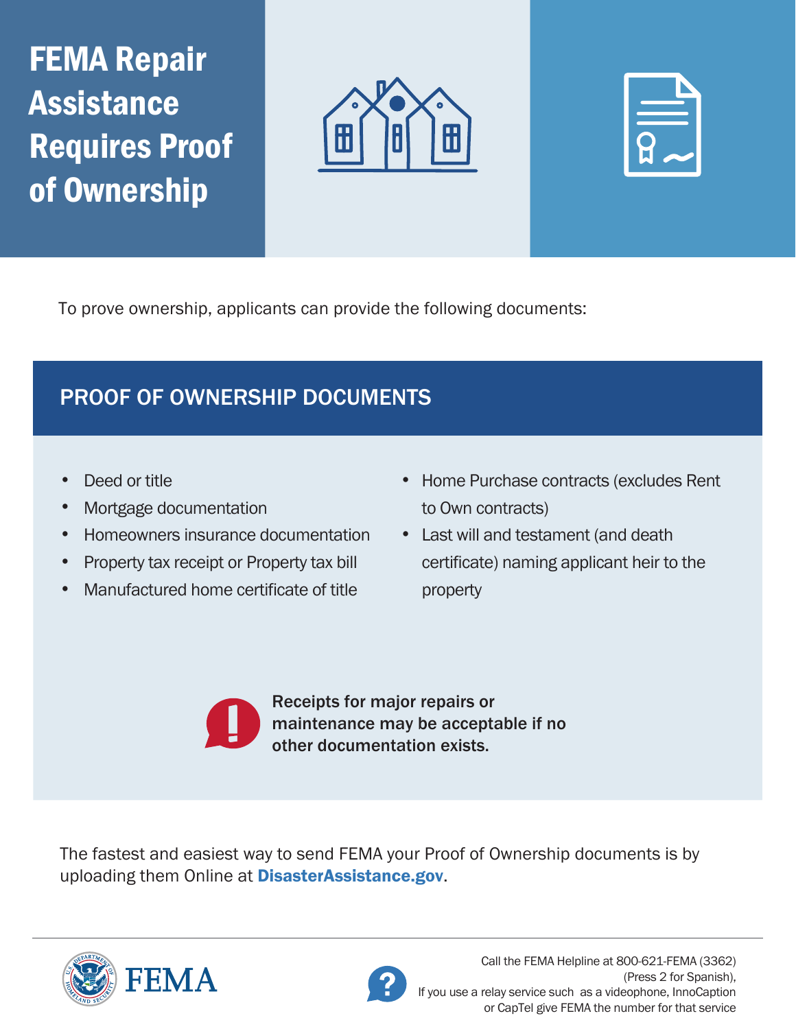# FEMA Repair Assistance Requires Proof of Ownership

To prove ownership, applicants can provide the following documents:

## PROOF OF OWNERSHIP DOCUMENTS

- Deed or title
- Mortgage documentation
- Homeowners insurance documentation
- Property tax receipt or Property tax bill
- Manufactured home certificate of title
- Home Purchase contracts (excludes Rent to Own contracts)
- Last will and testament (and death certificate) naming applicant heir to the property

**Receipts for major repairs or maintenance may be acceptable if no other documentation exists.**

The fastest and easiest way to send FEMA your Proof of Ownership documents is by uploading them Online at **DisasterAssistance.gov**.

FEMA

Call the FEMA Helpline at 800-621-FEMA (3362) (Press 2 for Spanish), If you use a relay service such as a videophone, InnoCaption or CapTel give FEMA the number for that service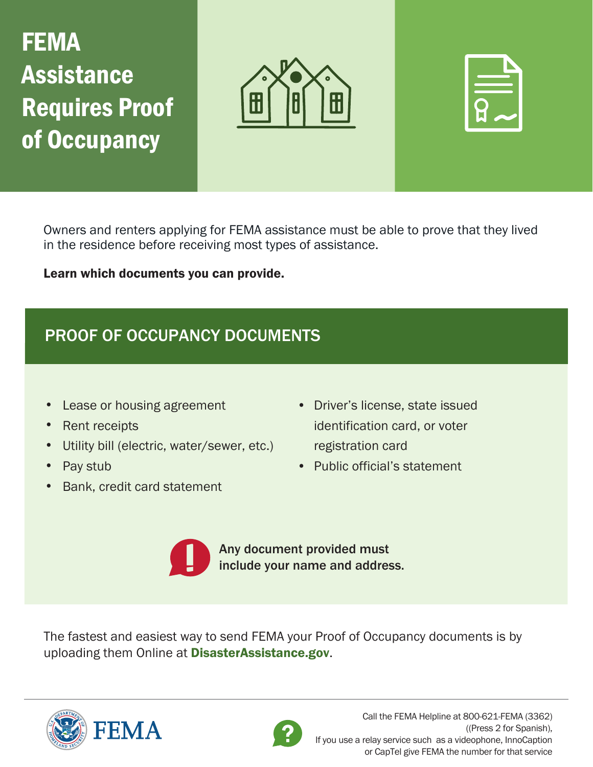# FEMA Assistance Requires Proof of Occupancy

Owners and renters applying for FEMA assistance must be able to prove that they lived in the residence before receiving most types of assistance.

**Learn which documents you can provide.**

## PROOF OF OCCUPANCY DOCUMENTS

- Lease or housing agreement
- Rent receipts
- Utility bill (electric, water/sewer, etc.)
- Pay stub
- Bank, credit card statement
- Driver's license, state issued identification card, or voter registration card
- Public official's statement

**Any document provided must include your name and address.**

The fastest and easiest way to send FEMA your Proof of Occupancy documents is by uploading them Online at **DisasterAssistance.gov**.

FEMA

Call the FEMA Helpline at 800-621-FEMA (3362) ((Press 2 for Spanish), If you use a relay service such as a videophone, InnoCaption or CapTel give FEMA the number for that service